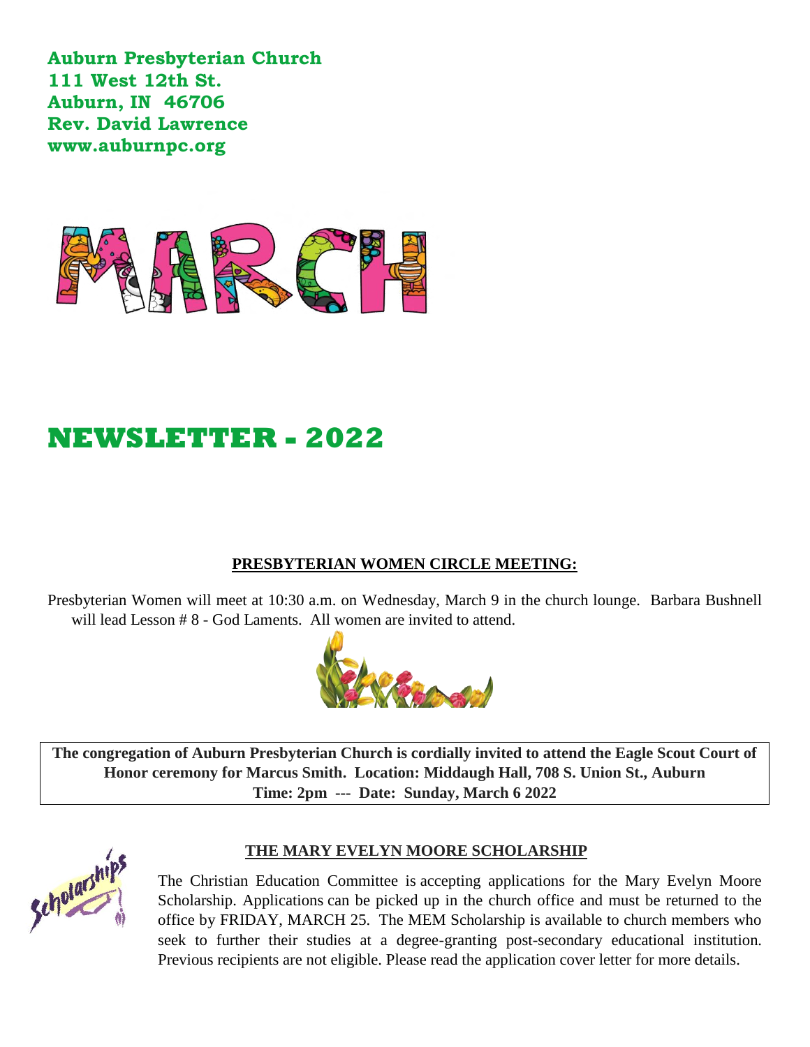**Auburn Presbyterian Church**
**111 West 12th St.**
**Auburn, IN 46706**
**Rev. David Lawrence**
**www.auburnpc.org**

# MARCH

# NEWSLETTER - 2022

## PRESBYTERIAN WOMEN CIRCLE MEETING:

Presbyterian Women will meet at 10:30 a.m. on Wednesday, March 9 in the church lounge. Barbara Bushnell will lead Lesson # 8 - God Laments. All women are invited to attend.

**The congregation of Auburn Presbyterian Church is cordially invited to attend the Eagle Scout Court of Honor ceremony for Marcus Smith. Location: Middaugh Hall, 708 S. Union St., Auburn**
**Time: 2pm --- Date: Sunday, March 6 2022**

## THE MARY EVELYN MOORE SCHOLARSHIP

The Christian Education Committee is accepting applications for the Mary Evelyn Moore Scholarship. Applications can be picked up in the church office and must be returned to the office by FRIDAY, MARCH 25. The MEM Scholarship is available to church members who seek to further their studies at a degree-granting post-secondary educational institution. Previous recipients are not eligible. Please read the application cover letter for more details.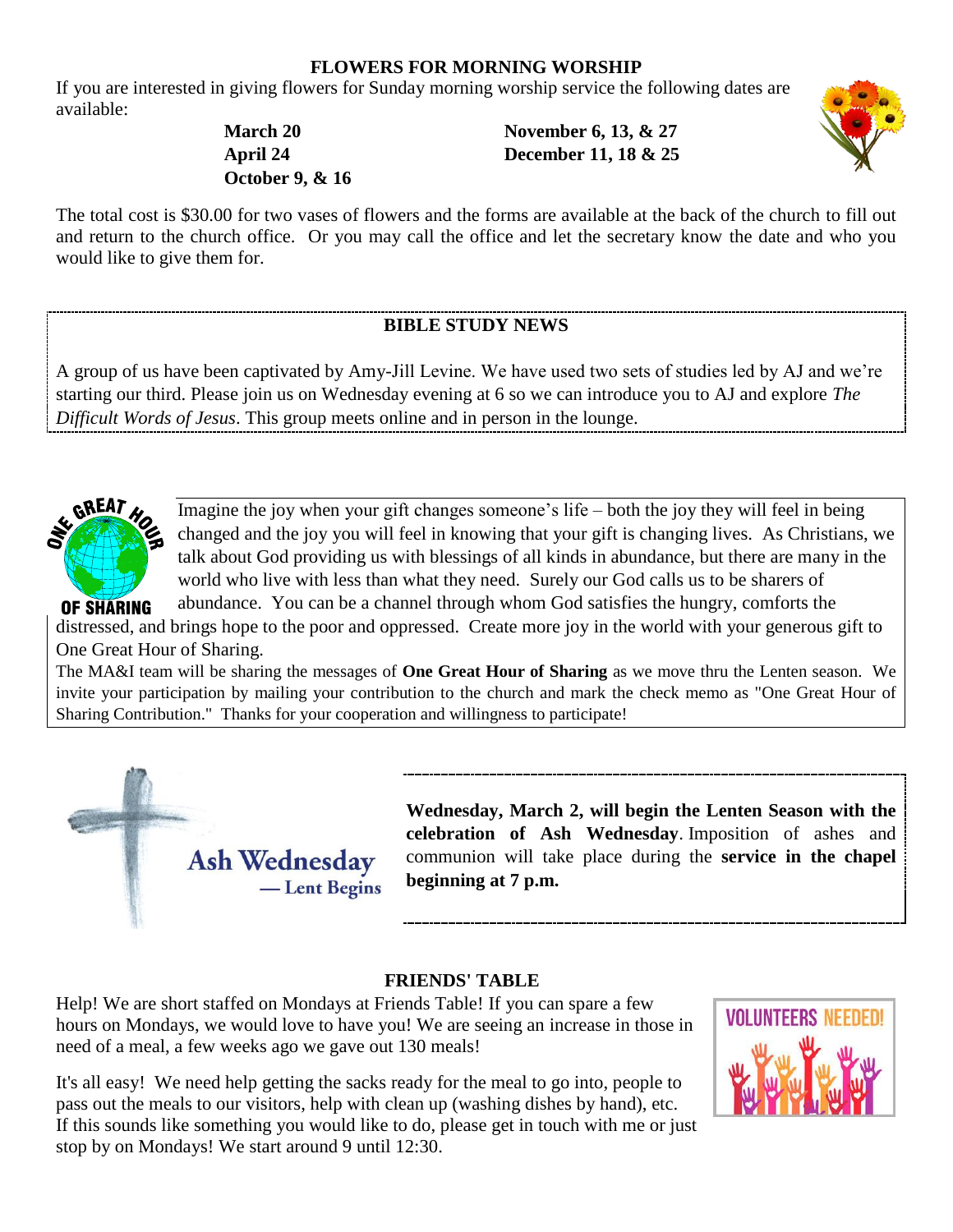## FLOWERS FOR MORNING WORSHIP

If you are interested in giving flowers for Sunday morning worship service the following dates are available:

**March 20**
**April 24**
**October 9, & 16**
**November 6, 13, & 27**
**December 11, 18 & 25**

The total cost is $30.00 for two vases of flowers and the forms are available at the back of the church to fill out and return to the church office. Or you may call the office and let the secretary know the date and who you would like to give them for.

## BIBLE STUDY NEWS

A group of us have been captivated by Amy-Jill Levine. We have used two sets of studies led by AJ and we're starting our third. Please join us on Wednesday evening at 6 so we can introduce you to AJ and explore *The Difficult Words of Jesus*. This group meets online and in person in the lounge.

ONE GREAT HOUR OF SHARING

Imagine the joy when your gift changes someone's life – both the joy they will feel in being changed and the joy you will feel in knowing that your gift is changing lives. As Christians, we talk about God providing us with blessings of all kinds in abundance, but there are many in the world who live with less than what they need. Surely our God calls us to be sharers of abundance. You can be a channel through whom God satisfies the hungry, comforts the distressed, and brings hope to the poor and oppressed. Create more joy in the world with your generous gift to One Great Hour of Sharing.

The MA&I team will be sharing the messages of **One Great Hour of Sharing** as we move thru the Lenten season. We invite your participation by mailing your contribution to the church and mark the check memo as "One Great Hour of Sharing Contribution." Thanks for your cooperation and willingness to participate!

Ash Wednesday — Lent Begins

**Wednesday, March 2, will begin the Lenten Season with the celebration of Ash Wednesday**. Imposition of ashes and communion will take place during the **service in the chapel beginning at 7 p.m.**

## FRIENDS' TABLE

Help! We are short staffed on Mondays at Friends Table! If you can spare a few hours on Mondays, we would love to have you! We are seeing an increase in those in need of a meal, a few weeks ago we gave out 130 meals!

It's all easy! We need help getting the sacks ready for the meal to go into, people to pass out the meals to our visitors, help with clean up (washing dishes by hand), etc. If this sounds like something you would like to do, please get in touch with me or just stop by on Mondays! We start around 9 until 12:30.

VOLUNTEERS NEEDED!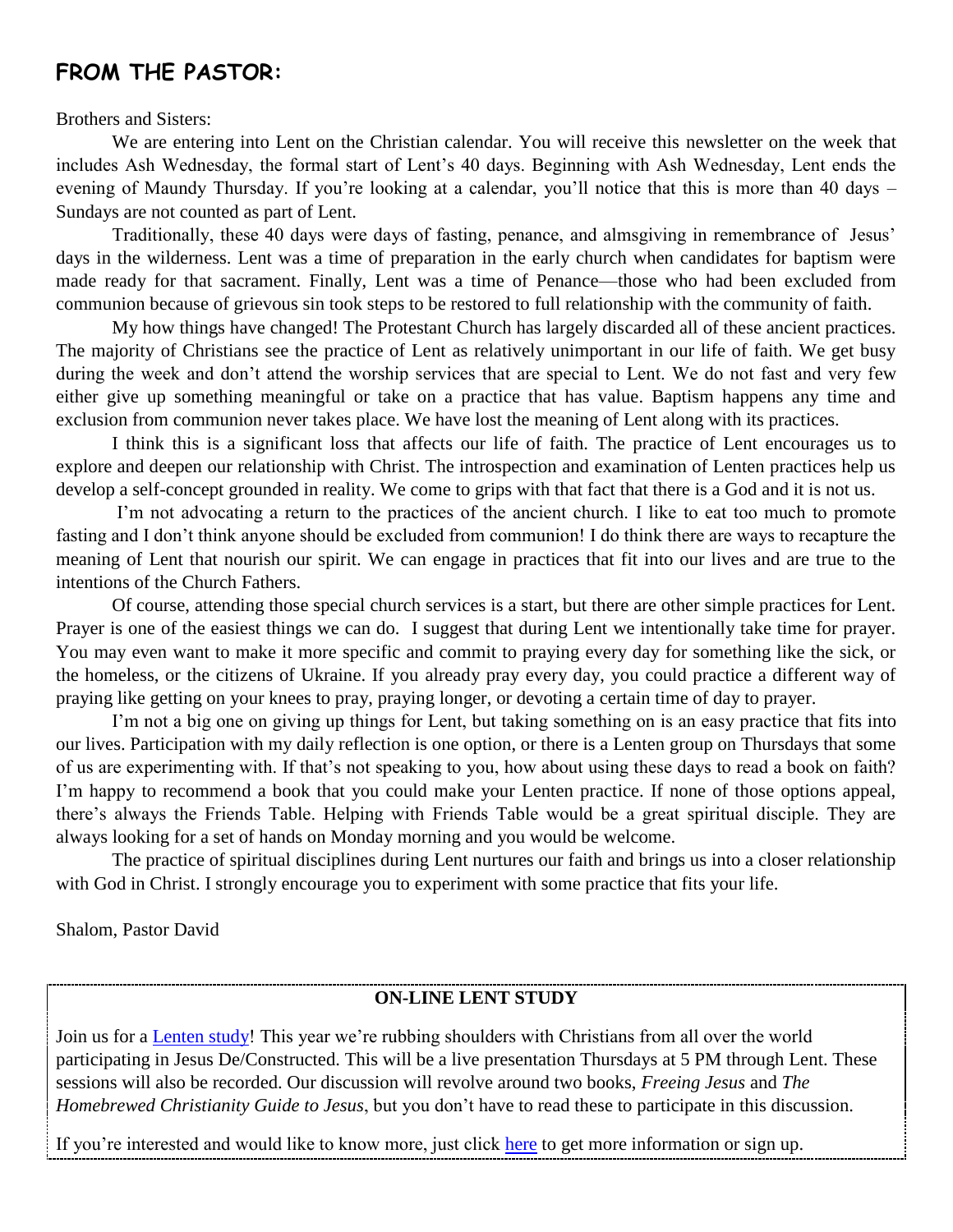## FROM THE PASTOR:

Brothers and Sisters:

We are entering into Lent on the Christian calendar. You will receive this newsletter on the week that includes Ash Wednesday, the formal start of Lent's 40 days. Beginning with Ash Wednesday, Lent ends the evening of Maundy Thursday. If you're looking at a calendar, you'll notice that this is more than 40 days – Sundays are not counted as part of Lent.

Traditionally, these 40 days were days of fasting, penance, and almsgiving in remembrance of Jesus' days in the wilderness. Lent was a time of preparation in the early church when candidates for baptism were made ready for that sacrament. Finally, Lent was a time of Penance—those who had been excluded from communion because of grievous sin took steps to be restored to full relationship with the community of faith.

My how things have changed! The Protestant Church has largely discarded all of these ancient practices. The majority of Christians see the practice of Lent as relatively unimportant in our life of faith. We get busy during the week and don't attend the worship services that are special to Lent. We do not fast and very few either give up something meaningful or take on a practice that has value. Baptism happens any time and exclusion from communion never takes place. We have lost the meaning of Lent along with its practices.

I think this is a significant loss that affects our life of faith. The practice of Lent encourages us to explore and deepen our relationship with Christ. The introspection and examination of Lenten practices help us develop a self-concept grounded in reality. We come to grips with that fact that there is a God and it is not us.

I'm not advocating a return to the practices of the ancient church. I like to eat too much to promote fasting and I don't think anyone should be excluded from communion! I do think there are ways to recapture the meaning of Lent that nourish our spirit. We can engage in practices that fit into our lives and are true to the intentions of the Church Fathers.

Of course, attending those special church services is a start, but there are other simple practices for Lent. Prayer is one of the easiest things we can do. I suggest that during Lent we intentionally take time for prayer. You may even want to make it more specific and commit to praying every day for something like the sick, or the homeless, or the citizens of Ukraine. If you already pray every day, you could practice a different way of praying like getting on your knees to pray, praying longer, or devoting a certain time of day to prayer.

I'm not a big one on giving up things for Lent, but taking something on is an easy practice that fits into our lives. Participation with my daily reflection is one option, or there is a Lenten group on Thursdays that some of us are experimenting with. If that's not speaking to you, how about using these days to read a book on faith? I'm happy to recommend a book that you could make your Lenten practice. If none of those options appeal, there's always the Friends Table. Helping with Friends Table would be a great spiritual disciple. They are always looking for a set of hands on Monday morning and you would be welcome.

The practice of spiritual disciplines during Lent nurtures our faith and brings us into a closer relationship with God in Christ. I strongly encourage you to experiment with some practice that fits your life.

Shalom, Pastor David

---

**ON-LINE LENT STUDY**

Join us for a Lenten study! This year we're rubbing shoulders with Christians from all over the world participating in Jesus De/Constructed. This will be a live presentation Thursdays at 5 PM through Lent. These sessions will also be recorded. Our discussion will revolve around two books, *Freeing Jesus* and *The Homebrewed Christianity Guide to Jesus*, but you don't have to read these to participate in this discussion.

If you're interested and would like to know more, just click here to get more information or sign up.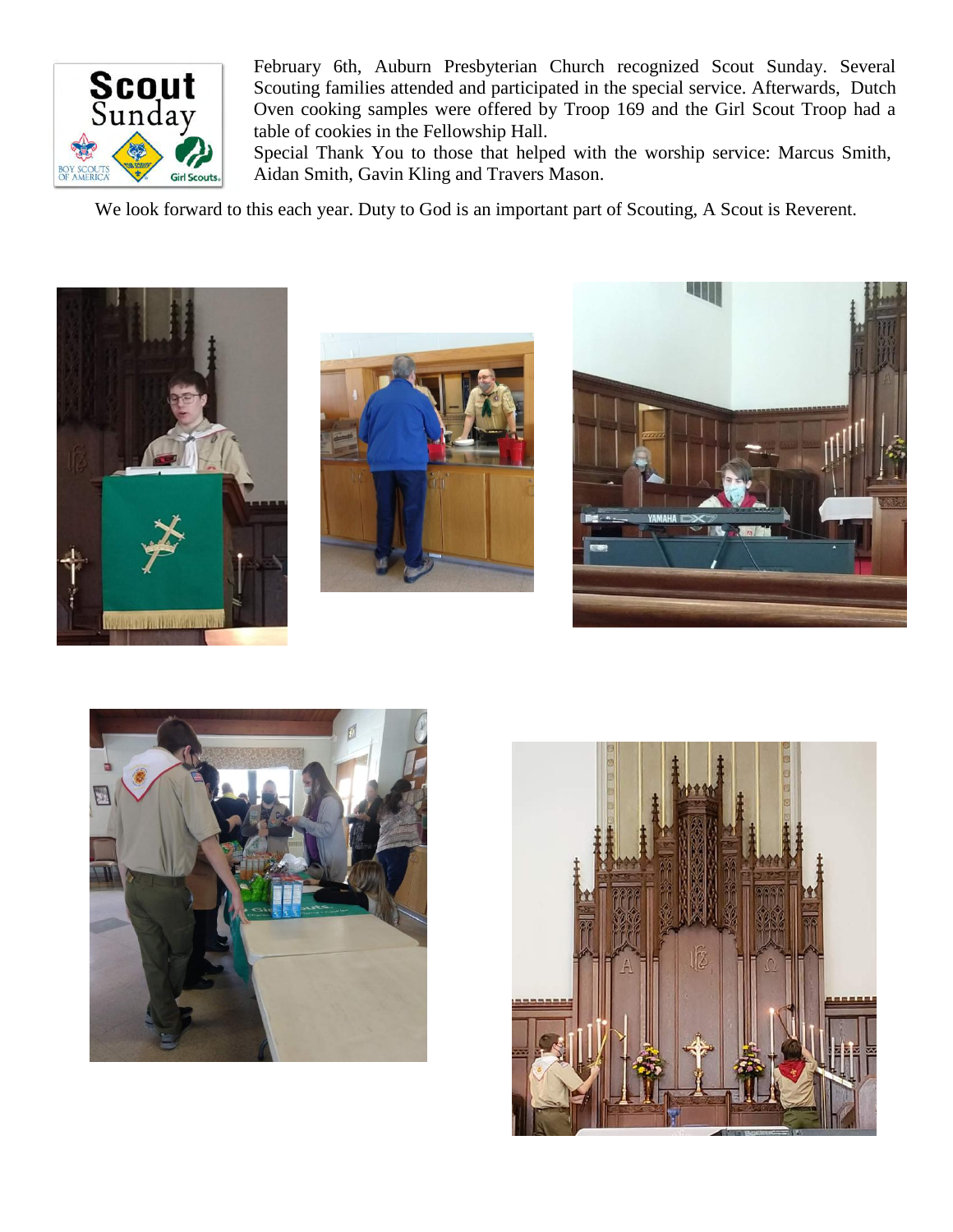February 6th, Auburn Presbyterian Church recognized Scout Sunday. Several Scouting families attended and participated in the special service. Afterwards, Dutch Oven cooking samples were offered by Troop 169 and the Girl Scout Troop had a table of cookies in the Fellowship Hall.

Special Thank You to those that helped with the worship service: Marcus Smith, Aidan Smith, Gavin Kling and Travers Mason.

We look forward to this each year. Duty to God is an important part of Scouting, A Scout is Reverent.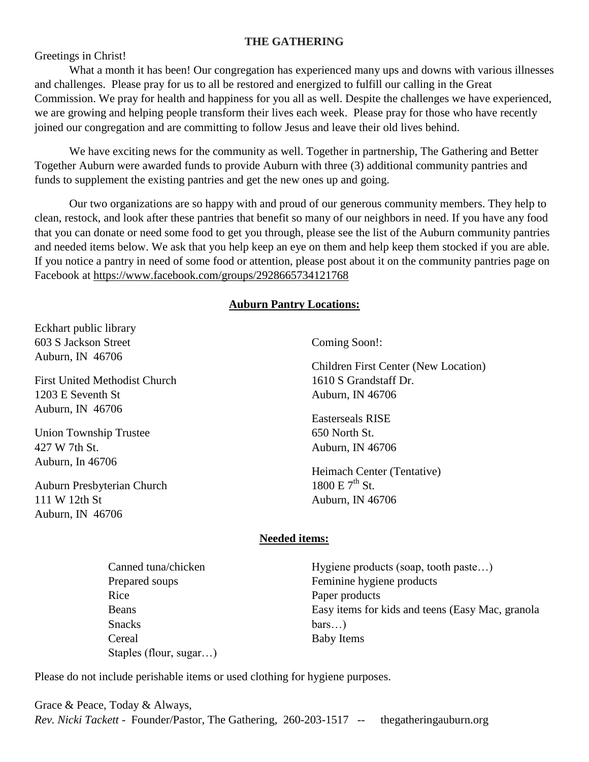**THE GATHERING**

Greetings in Christ!

What a month it has been! Our congregation has experienced many ups and downs with various illnesses and challenges. Please pray for us to all be restored and energized to fulfill our calling in the Great Commission. We pray for health and happiness for you all as well. Despite the challenges we have experienced, we are growing and helping people transform their lives each week. Please pray for those who have recently joined our congregation and are committing to follow Jesus and leave their old lives behind.

We have exciting news for the community as well. Together in partnership, The Gathering and Better Together Auburn were awarded funds to provide Auburn with three (3) additional community pantries and funds to supplement the existing pantries and get the new ones up and going.

Our two organizations are so happy with and proud of our generous community members. They help to clean, restock, and look after these pantries that benefit so many of our neighbors in need. If you have any food that you can donate or need some food to get you through, please see the list of the Auburn community pantries and needed items below. We ask that you help keep an eye on them and help keep them stocked if you are able. If you notice a pantry in need of some food or attention, please post about it on the community pantries page on Facebook at https://www.facebook.com/groups/2928665734121768

**Auburn Pantry Locations:**

Eckhart public library
603 S Jackson Street
Auburn, IN 46706

First United Methodist Church
1203 E Seventh St
Auburn, IN 46706

Union Township Trustee
427 W 7th St.
Auburn, In 46706

Auburn Presbyterian Church
111 W 12th St
Auburn, IN 46706

Coming Soon!:

Children First Center (New Location)
1610 S Grandstaff Dr.
Auburn, IN 46706

Easterseals RISE
650 North St.
Auburn, IN 46706

Heimach Center (Tentative)
1800 E 7th St.
Auburn, IN 46706

**Needed items:**

- Canned tuna/chicken
- Prepared soups
- Rice
- Beans
- Snacks
- Cereal
- Staples (flour, sugar…)
- Hygiene products (soap, tooth paste…)
- Feminine hygiene products
- Paper products
- Easy items for kids and teens (Easy Mac, granola bars…)
- Baby Items

Please do not include perishable items or used clothing for hygiene purposes.

Grace & Peace, Today & Always,
*Rev. Nicki Tackett* - Founder/Pastor, The Gathering, 260-203-1517 -- thegatheringauburn.org